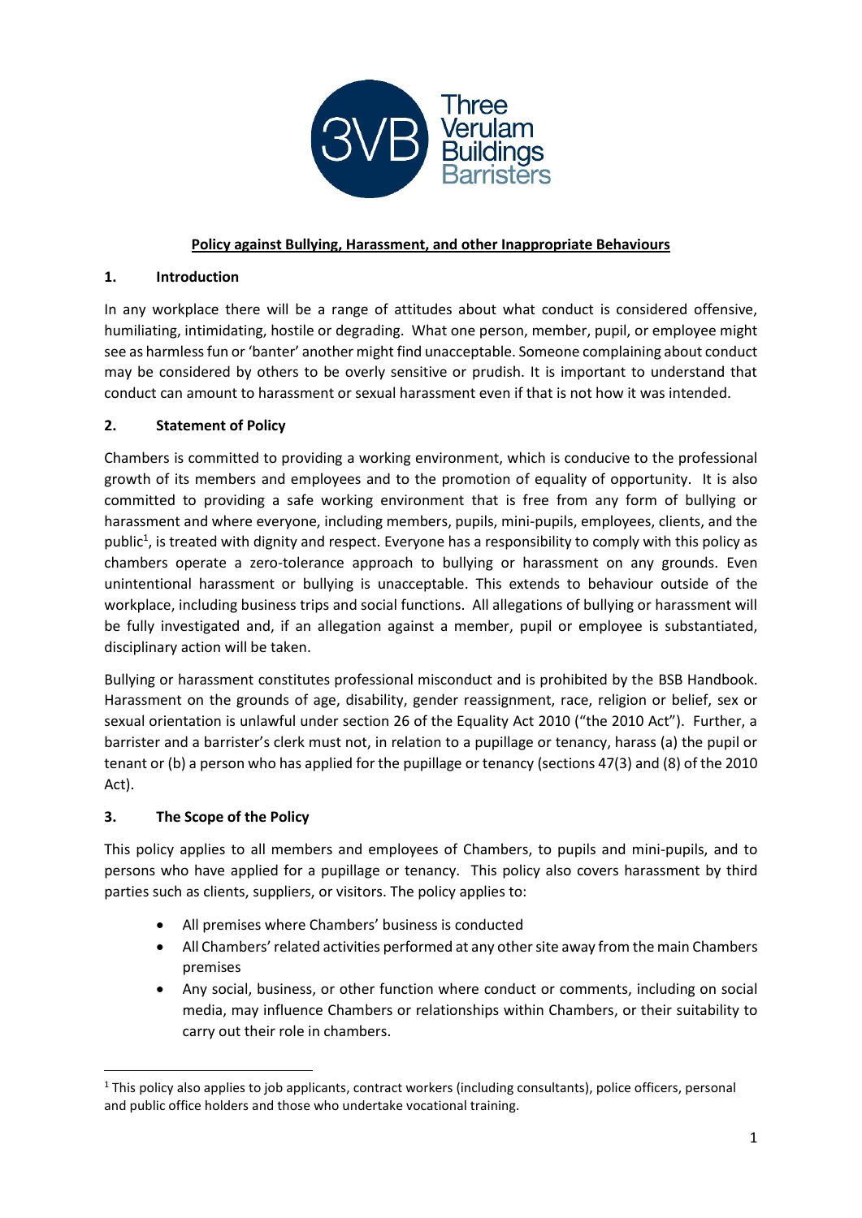# Policy against Bullying, Harassment, and other Inappropriate Behaviours

## 1. Introduction

In any workplace there will be a range of attitudes about what conduct is considered offensive, humiliating, intimidating, hostile or degrading. What one person, member, pupil, or employee might see as harmless fun or 'banter' another might find unacceptable. Someone complaining about conduct may be considered by others to be overly sensitive or prudish. It is important to understand that conduct can amount to harassment or sexual harassment even if that is not how it was intended.

## 2. Statement of Policy

Chambers is committed to providing a working environment, which is conducive to the professional growth of its members and employees and to the promotion of equality of opportunity. It is also committed to providing a safe working environment that is free from any form of bullying or harassment and where everyone, including members, pupils, mini-pupils, employees, clients, and the public[1], is treated with dignity and respect. Everyone has a responsibility to comply with this policy as chambers operate a zero-tolerance approach to bullying or harassment on any grounds. Even unintentional harassment or bullying is unacceptable. This extends to behaviour outside of the workplace, including business trips and social functions. All allegations of bullying or harassment will be fully investigated and, if an allegation against a member, pupil or employee is substantiated, disciplinary action will be taken.

Bullying or harassment constitutes professional misconduct and is prohibited by the BSB Handbook. Harassment on the grounds of age, disability, gender reassignment, race, religion or belief, sex or sexual orientation is unlawful under section 26 of the Equality Act 2010 ("the 2010 Act"). Further, a barrister and a barrister's clerk must not, in relation to a pupillage or tenancy, harass (a) the pupil or tenant or (b) a person who has applied for the pupillage or tenancy (sections 47(3) and (8) of the 2010 Act).

## 3. The Scope of the Policy

This policy applies to all members and employees of Chambers, to pupils and mini-pupils, and to persons who have applied for a pupillage or tenancy. This policy also covers harassment by third parties such as clients, suppliers, or visitors. The policy applies to:

- All premises where Chambers' business is conducted
- All Chambers' related activities performed at any other site away from the main Chambers premises
- Any social, business, or other function where conduct or comments, including on social media, may influence Chambers or relationships within Chambers, or their suitability to carry out their role in chambers.

[1] This policy also applies to job applicants, contract workers (including consultants), police officers, personal and public office holders and those who undertake vocational training.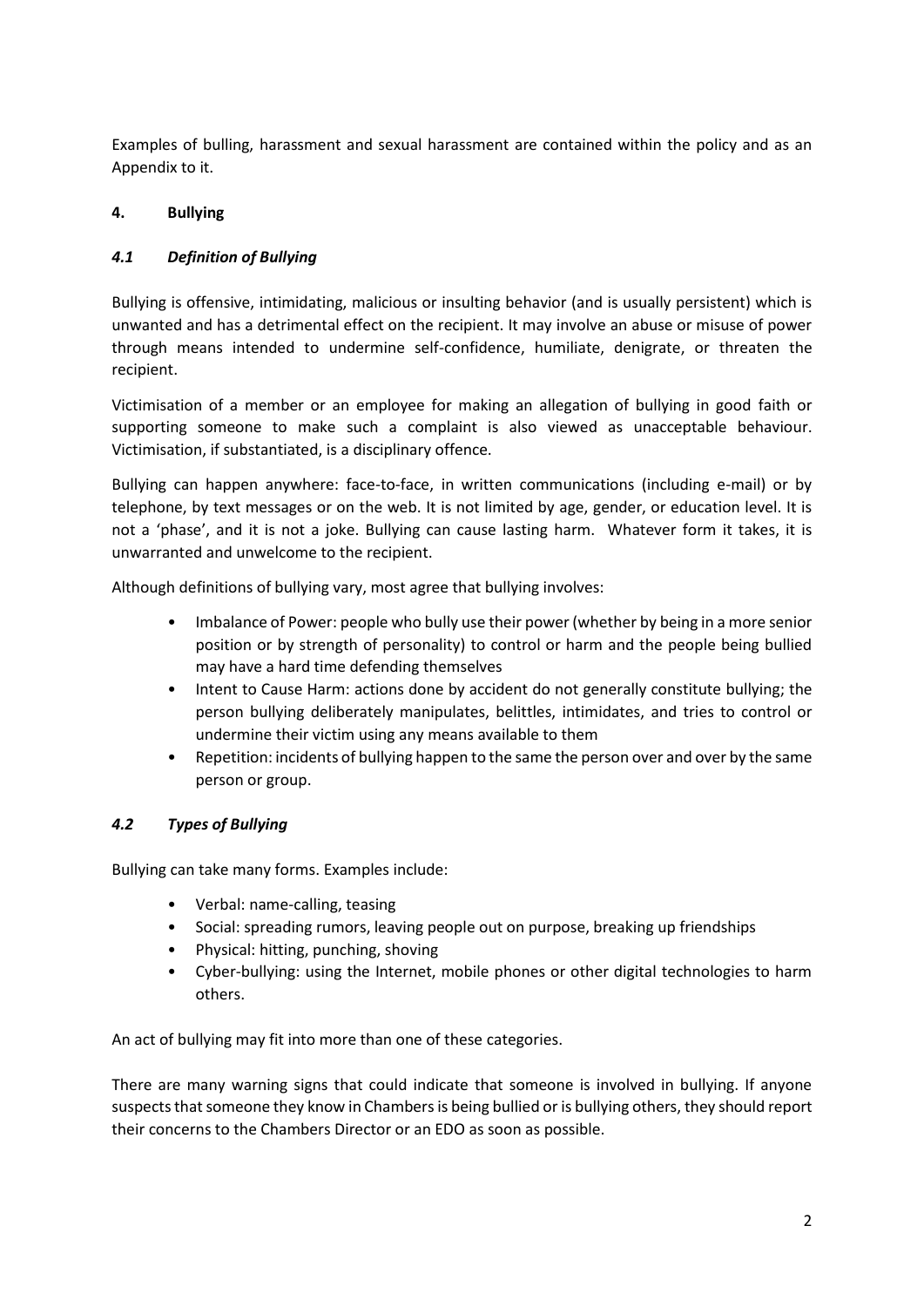Examples of bulling, harassment and sexual harassment are contained within the policy and as an Appendix to it.

## 4. Bullying

### *4.1 Definition of Bullying*

Bullying is offensive, intimidating, malicious or insulting behavior (and is usually persistent) which is unwanted and has a detrimental effect on the recipient. It may involve an abuse or misuse of power through means intended to undermine self-confidence, humiliate, denigrate, or threaten the recipient.

Victimisation of a member or an employee for making an allegation of bullying in good faith or supporting someone to make such a complaint is also viewed as unacceptable behaviour. Victimisation, if substantiated, is a disciplinary offence.

Bullying can happen anywhere: face-to-face, in written communications (including e-mail) or by telephone, by text messages or on the web. It is not limited by age, gender, or education level. It is not a 'phase', and it is not a joke. Bullying can cause lasting harm. Whatever form it takes, it is unwarranted and unwelcome to the recipient.

Although definitions of bullying vary, most agree that bullying involves:

- Imbalance of Power: people who bully use their power (whether by being in a more senior position or by strength of personality) to control or harm and the people being bullied may have a hard time defending themselves
- Intent to Cause Harm: actions done by accident do not generally constitute bullying; the person bullying deliberately manipulates, belittles, intimidates, and tries to control or undermine their victim using any means available to them
- Repetition: incidents of bullying happen to the same the person over and over by the same person or group.

### *4.2 Types of Bullying*

Bullying can take many forms. Examples include:

- Verbal: name-calling, teasing
- Social: spreading rumors, leaving people out on purpose, breaking up friendships
- Physical: hitting, punching, shoving
- Cyber-bullying: using the Internet, mobile phones or other digital technologies to harm others.

An act of bullying may fit into more than one of these categories.

There are many warning signs that could indicate that someone is involved in bullying. If anyone suspects that someone they know in Chambers is being bullied or is bullying others, they should report their concerns to the Chambers Director or an EDO as soon as possible.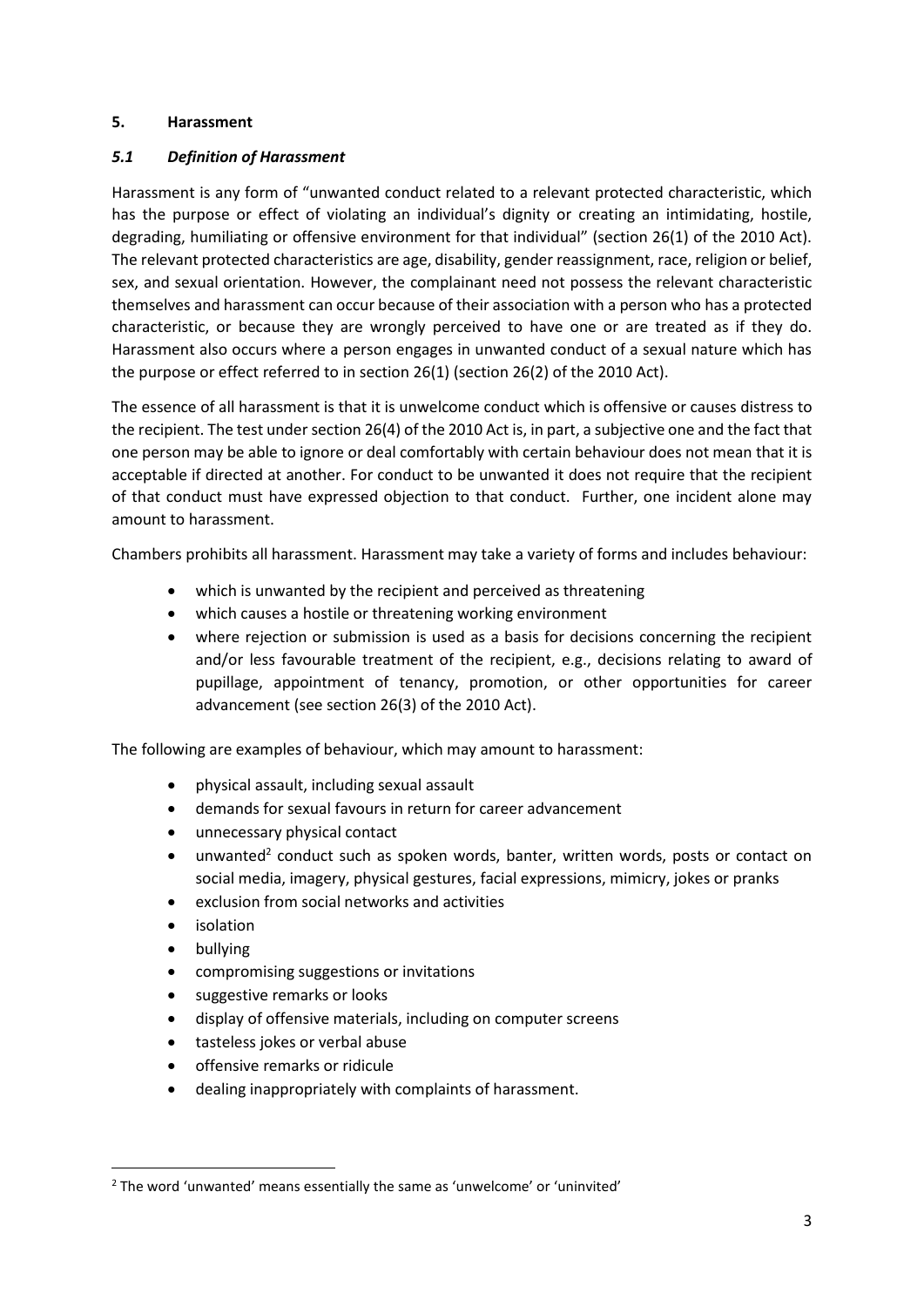## 5. Harassment

### *5.1 Definition of Harassment*

Harassment is any form of "unwanted conduct related to a relevant protected characteristic, which has the purpose or effect of violating an individual's dignity or creating an intimidating, hostile, degrading, humiliating or offensive environment for that individual" (section 26(1) of the 2010 Act). The relevant protected characteristics are age, disability, gender reassignment, race, religion or belief, sex, and sexual orientation. However, the complainant need not possess the relevant characteristic themselves and harassment can occur because of their association with a person who has a protected characteristic, or because they are wrongly perceived to have one or are treated as if they do. Harassment also occurs where a person engages in unwanted conduct of a sexual nature which has the purpose or effect referred to in section 26(1) (section 26(2) of the 2010 Act).

The essence of all harassment is that it is unwelcome conduct which is offensive or causes distress to the recipient. The test under section 26(4) of the 2010 Act is, in part, a subjective one and the fact that one person may be able to ignore or deal comfortably with certain behaviour does not mean that it is acceptable if directed at another. For conduct to be unwanted it does not require that the recipient of that conduct must have expressed objection to that conduct. Further, one incident alone may amount to harassment.

Chambers prohibits all harassment. Harassment may take a variety of forms and includes behaviour:

- which is unwanted by the recipient and perceived as threatening
- which causes a hostile or threatening working environment
- where rejection or submission is used as a basis for decisions concerning the recipient and/or less favourable treatment of the recipient, e.g., decisions relating to award of pupillage, appointment of tenancy, promotion, or other opportunities for career advancement (see section 26(3) of the 2010 Act).

The following are examples of behaviour, which may amount to harassment:

- physical assault, including sexual assault
- demands for sexual favours in return for career advancement
- unnecessary physical contact
- unwanted[2] conduct such as spoken words, banter, written words, posts or contact on social media, imagery, physical gestures, facial expressions, mimicry, jokes or pranks
- exclusion from social networks and activities
- isolation
- bullying
- compromising suggestions or invitations
- suggestive remarks or looks
- display of offensive materials, including on computer screens
- tasteless jokes or verbal abuse
- offensive remarks or ridicule
- dealing inappropriately with complaints of harassment.

[2] The word 'unwanted' means essentially the same as 'unwelcome' or 'uninvited'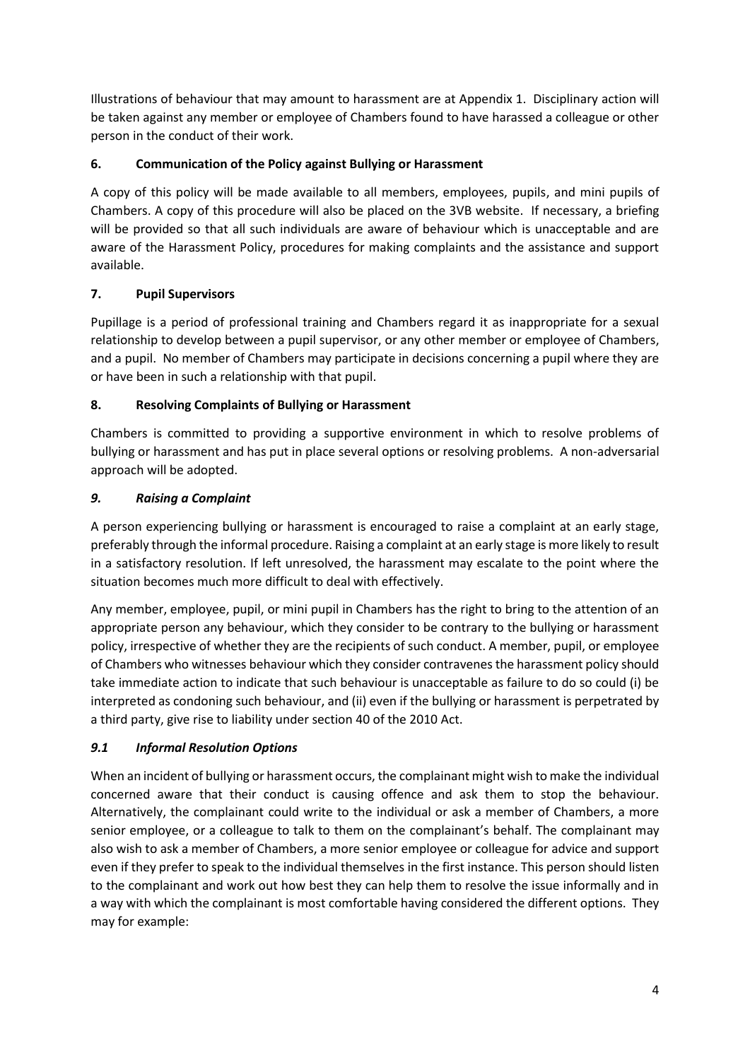Illustrations of behaviour that may amount to harassment are at Appendix 1. Disciplinary action will be taken against any member or employee of Chambers found to have harassed a colleague or other person in the conduct of their work.

## 6. Communication of the Policy against Bullying or Harassment

A copy of this policy will be made available to all members, employees, pupils, and mini pupils of Chambers. A copy of this procedure will also be placed on the 3VB website. If necessary, a briefing will be provided so that all such individuals are aware of behaviour which is unacceptable and are aware of the Harassment Policy, procedures for making complaints and the assistance and support available.

## 7. Pupil Supervisors

Pupillage is a period of professional training and Chambers regard it as inappropriate for a sexual relationship to develop between a pupil supervisor, or any other member or employee of Chambers, and a pupil. No member of Chambers may participate in decisions concerning a pupil where they are or have been in such a relationship with that pupil.

## 8. Resolving Complaints of Bullying or Harassment

Chambers is committed to providing a supportive environment in which to resolve problems of bullying or harassment and has put in place several options or resolving problems. A non-adversarial approach will be adopted.

## *9. Raising a Complaint*

A person experiencing bullying or harassment is encouraged to raise a complaint at an early stage, preferably through the informal procedure. Raising a complaint at an early stage is more likely to result in a satisfactory resolution. If left unresolved, the harassment may escalate to the point where the situation becomes much more difficult to deal with effectively.

Any member, employee, pupil, or mini pupil in Chambers has the right to bring to the attention of an appropriate person any behaviour, which they consider to be contrary to the bullying or harassment policy, irrespective of whether they are the recipients of such conduct. A member, pupil, or employee of Chambers who witnesses behaviour which they consider contravenes the harassment policy should take immediate action to indicate that such behaviour is unacceptable as failure to do so could (i) be interpreted as condoning such behaviour, and (ii) even if the bullying or harassment is perpetrated by a third party, give rise to liability under section 40 of the 2010 Act.

### *9.1 Informal Resolution Options*

When an incident of bullying or harassment occurs, the complainant might wish to make the individual concerned aware that their conduct is causing offence and ask them to stop the behaviour. Alternatively, the complainant could write to the individual or ask a member of Chambers, a more senior employee, or a colleague to talk to them on the complainant's behalf. The complainant may also wish to ask a member of Chambers, a more senior employee or colleague for advice and support even if they prefer to speak to the individual themselves in the first instance. This person should listen to the complainant and work out how best they can help them to resolve the issue informally and in a way with which the complainant is most comfortable having considered the different options. They may for example: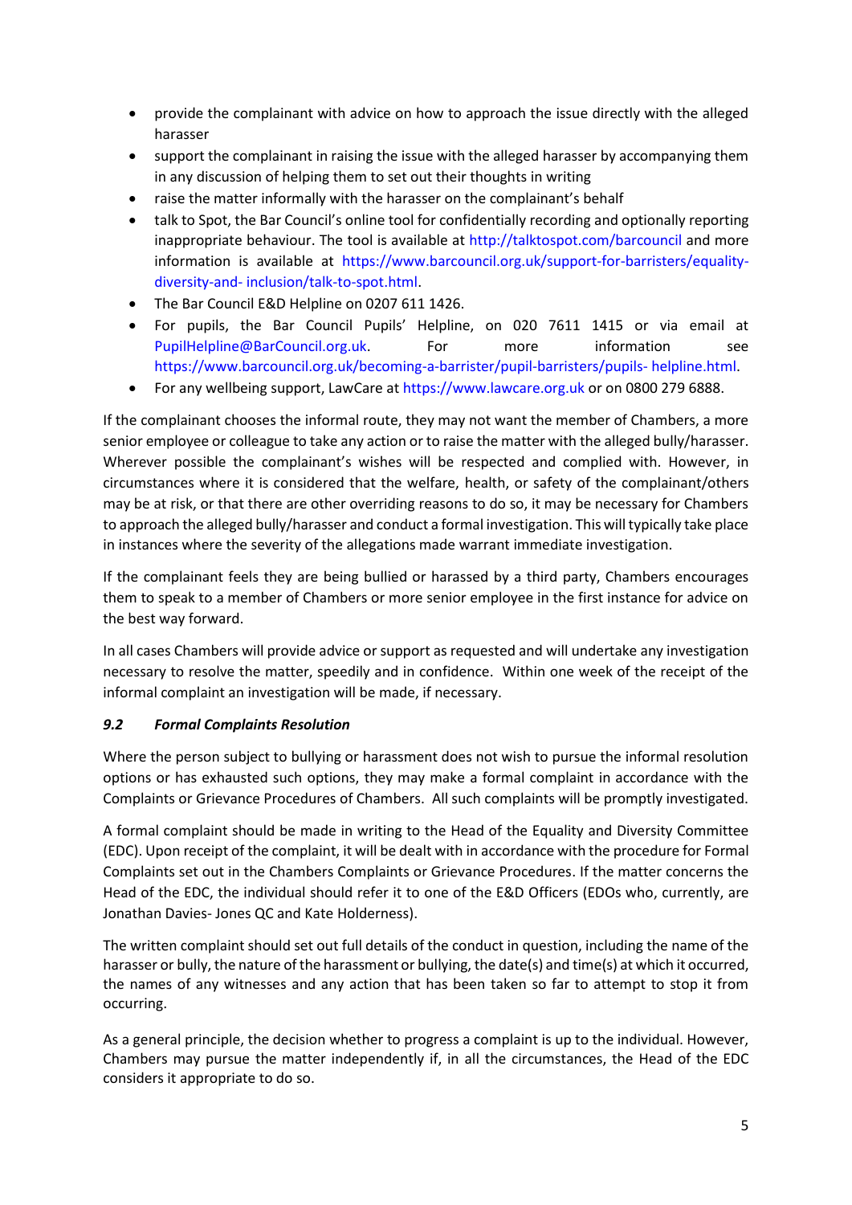- provide the complainant with advice on how to approach the issue directly with the alleged harasser
- support the complainant in raising the issue with the alleged harasser by accompanying them in any discussion of helping them to set out their thoughts in writing
- raise the matter informally with the harasser on the complainant's behalf
- talk to Spot, the Bar Council's online tool for confidentially recording and optionally reporting inappropriate behaviour. The tool is available at http://talktospot.com/barcouncil and more information is available at https://www.barcouncil.org.uk/support-for-barristers/equality-diversity-and- inclusion/talk-to-spot.html.
- The Bar Council E&D Helpline on 0207 611 1426.
- For pupils, the Bar Council Pupils' Helpline, on 020 7611 1415 or via email at PupilHelpline@BarCouncil.org.uk. For more information see https://www.barcouncil.org.uk/becoming-a-barrister/pupil-barristers/pupils- helpline.html.
- For any wellbeing support, LawCare at https://www.lawcare.org.uk or on 0800 279 6888.

If the complainant chooses the informal route, they may not want the member of Chambers, a more senior employee or colleague to take any action or to raise the matter with the alleged bully/harasser. Wherever possible the complainant's wishes will be respected and complied with. However, in circumstances where it is considered that the welfare, health, or safety of the complainant/others may be at risk, or that there are other overriding reasons to do so, it may be necessary for Chambers to approach the alleged bully/harasser and conduct a formal investigation. This will typically take place in instances where the severity of the allegations made warrant immediate investigation.

If the complainant feels they are being bullied or harassed by a third party, Chambers encourages them to speak to a member of Chambers or more senior employee in the first instance for advice on the best way forward.

In all cases Chambers will provide advice or support as requested and will undertake any investigation necessary to resolve the matter, speedily and in confidence. Within one week of the receipt of the informal complaint an investigation will be made, if necessary.

### *9.2 Formal Complaints Resolution*

Where the person subject to bullying or harassment does not wish to pursue the informal resolution options or has exhausted such options, they may make a formal complaint in accordance with the Complaints or Grievance Procedures of Chambers. All such complaints will be promptly investigated.

A formal complaint should be made in writing to the Head of the Equality and Diversity Committee (EDC). Upon receipt of the complaint, it will be dealt with in accordance with the procedure for Formal Complaints set out in the Chambers Complaints or Grievance Procedures. If the matter concerns the Head of the EDC, the individual should refer it to one of the E&D Officers (EDOs who, currently, are Jonathan Davies- Jones QC and Kate Holderness).

The written complaint should set out full details of the conduct in question, including the name of the harasser or bully, the nature of the harassment or bullying, the date(s) and time(s) at which it occurred, the names of any witnesses and any action that has been taken so far to attempt to stop it from occurring.

As a general principle, the decision whether to progress a complaint is up to the individual. However, Chambers may pursue the matter independently if, in all the circumstances, the Head of the EDC considers it appropriate to do so.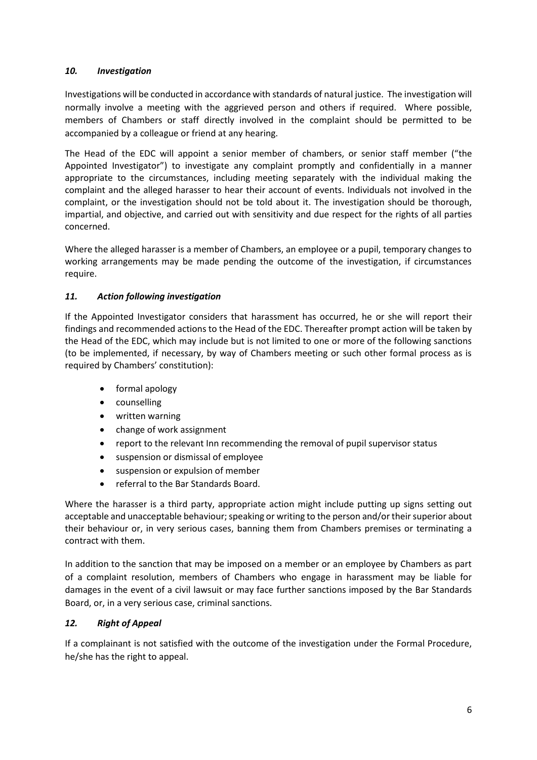### *10. Investigation*

Investigations will be conducted in accordance with standards of natural justice. The investigation will normally involve a meeting with the aggrieved person and others if required. Where possible, members of Chambers or staff directly involved in the complaint should be permitted to be accompanied by a colleague or friend at any hearing.

The Head of the EDC will appoint a senior member of chambers, or senior staff member ("the Appointed Investigator") to investigate any complaint promptly and confidentially in a manner appropriate to the circumstances, including meeting separately with the individual making the complaint and the alleged harasser to hear their account of events. Individuals not involved in the complaint, or the investigation should not be told about it. The investigation should be thorough, impartial, and objective, and carried out with sensitivity and due respect for the rights of all parties concerned.

Where the alleged harasser is a member of Chambers, an employee or a pupil, temporary changes to working arrangements may be made pending the outcome of the investigation, if circumstances require.

### *11. Action following investigation*

If the Appointed Investigator considers that harassment has occurred, he or she will report their findings and recommended actions to the Head of the EDC. Thereafter prompt action will be taken by the Head of the EDC, which may include but is not limited to one or more of the following sanctions (to be implemented, if necessary, by way of Chambers meeting or such other formal process as is required by Chambers' constitution):

- formal apology
- counselling
- written warning
- change of work assignment
- report to the relevant Inn recommending the removal of pupil supervisor status
- suspension or dismissal of employee
- suspension or expulsion of member
- referral to the Bar Standards Board.

Where the harasser is a third party, appropriate action might include putting up signs setting out acceptable and unacceptable behaviour; speaking or writing to the person and/or their superior about their behaviour or, in very serious cases, banning them from Chambers premises or terminating a contract with them.

In addition to the sanction that may be imposed on a member or an employee by Chambers as part of a complaint resolution, members of Chambers who engage in harassment may be liable for damages in the event of a civil lawsuit or may face further sanctions imposed by the Bar Standards Board, or, in a very serious case, criminal sanctions.

### *12. Right of Appeal*

If a complainant is not satisfied with the outcome of the investigation under the Formal Procedure, he/she has the right to appeal.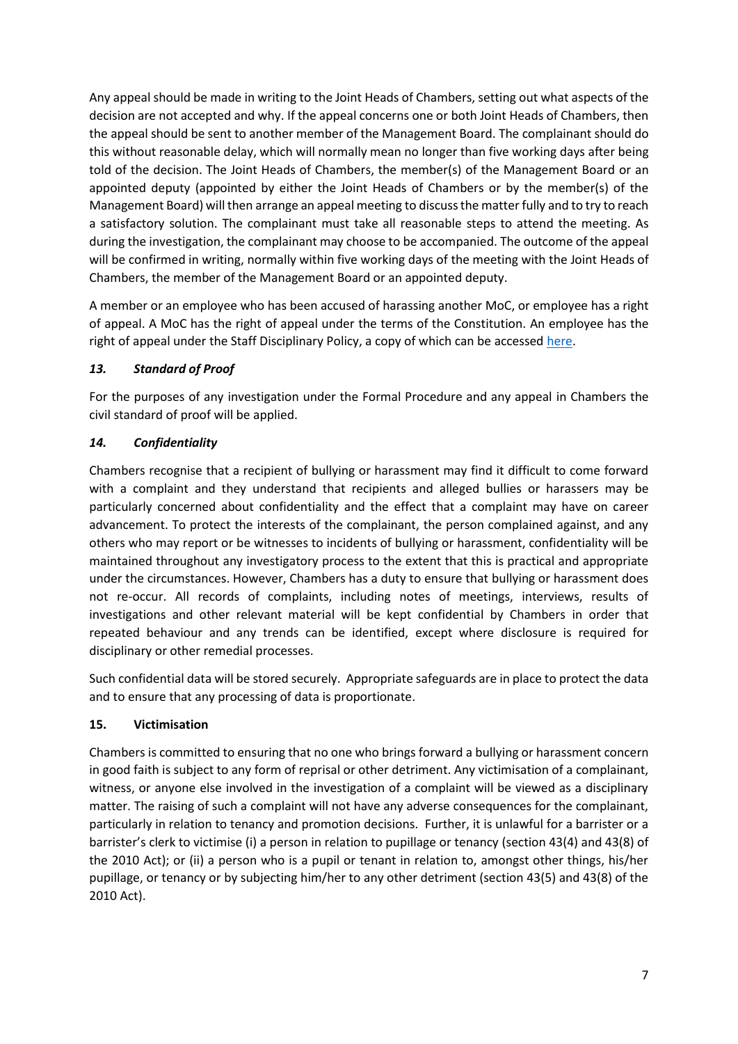Any appeal should be made in writing to the Joint Heads of Chambers, setting out what aspects of the decision are not accepted and why. If the appeal concerns one or both Joint Heads of Chambers, then the appeal should be sent to another member of the Management Board. The complainant should do this without reasonable delay, which will normally mean no longer than five working days after being told of the decision. The Joint Heads of Chambers, the member(s) of the Management Board or an appointed deputy (appointed by either the Joint Heads of Chambers or by the member(s) of the Management Board) will then arrange an appeal meeting to discuss the matter fully and to try to reach a satisfactory solution. The complainant must take all reasonable steps to attend the meeting. As during the investigation, the complainant may choose to be accompanied. The outcome of the appeal will be confirmed in writing, normally within five working days of the meeting with the Joint Heads of Chambers, the member of the Management Board or an appointed deputy.

A member or an employee who has been accused of harassing another MoC, or employee has a right of appeal. A MoC has the right of appeal under the terms of the Constitution. An employee has the right of appeal under the Staff Disciplinary Policy, a copy of which can be accessed here.

### *13. Standard of Proof*

For the purposes of any investigation under the Formal Procedure and any appeal in Chambers the civil standard of proof will be applied.

### *14. Confidentiality*

Chambers recognise that a recipient of bullying or harassment may find it difficult to come forward with a complaint and they understand that recipients and alleged bullies or harassers may be particularly concerned about confidentiality and the effect that a complaint may have on career advancement. To protect the interests of the complainant, the person complained against, and any others who may report or be witnesses to incidents of bullying or harassment, confidentiality will be maintained throughout any investigatory process to the extent that this is practical and appropriate under the circumstances. However, Chambers has a duty to ensure that bullying or harassment does not re-occur. All records of complaints, including notes of meetings, interviews, results of investigations and other relevant material will be kept confidential by Chambers in order that repeated behaviour and any trends can be identified, except where disclosure is required for disciplinary or other remedial processes.

Such confidential data will be stored securely. Appropriate safeguards are in place to protect the data and to ensure that any processing of data is proportionate.

### **15. Victimisation**

Chambers is committed to ensuring that no one who brings forward a bullying or harassment concern in good faith is subject to any form of reprisal or other detriment. Any victimisation of a complainant, witness, or anyone else involved in the investigation of a complaint will be viewed as a disciplinary matter. The raising of such a complaint will not have any adverse consequences for the complainant, particularly in relation to tenancy and promotion decisions. Further, it is unlawful for a barrister or a barrister's clerk to victimise (i) a person in relation to pupillage or tenancy (section 43(4) and 43(8) of the 2010 Act); or (ii) a person who is a pupil or tenant in relation to, amongst other things, his/her pupillage, or tenancy or by subjecting him/her to any other detriment (section 43(5) and 43(8) of the 2010 Act).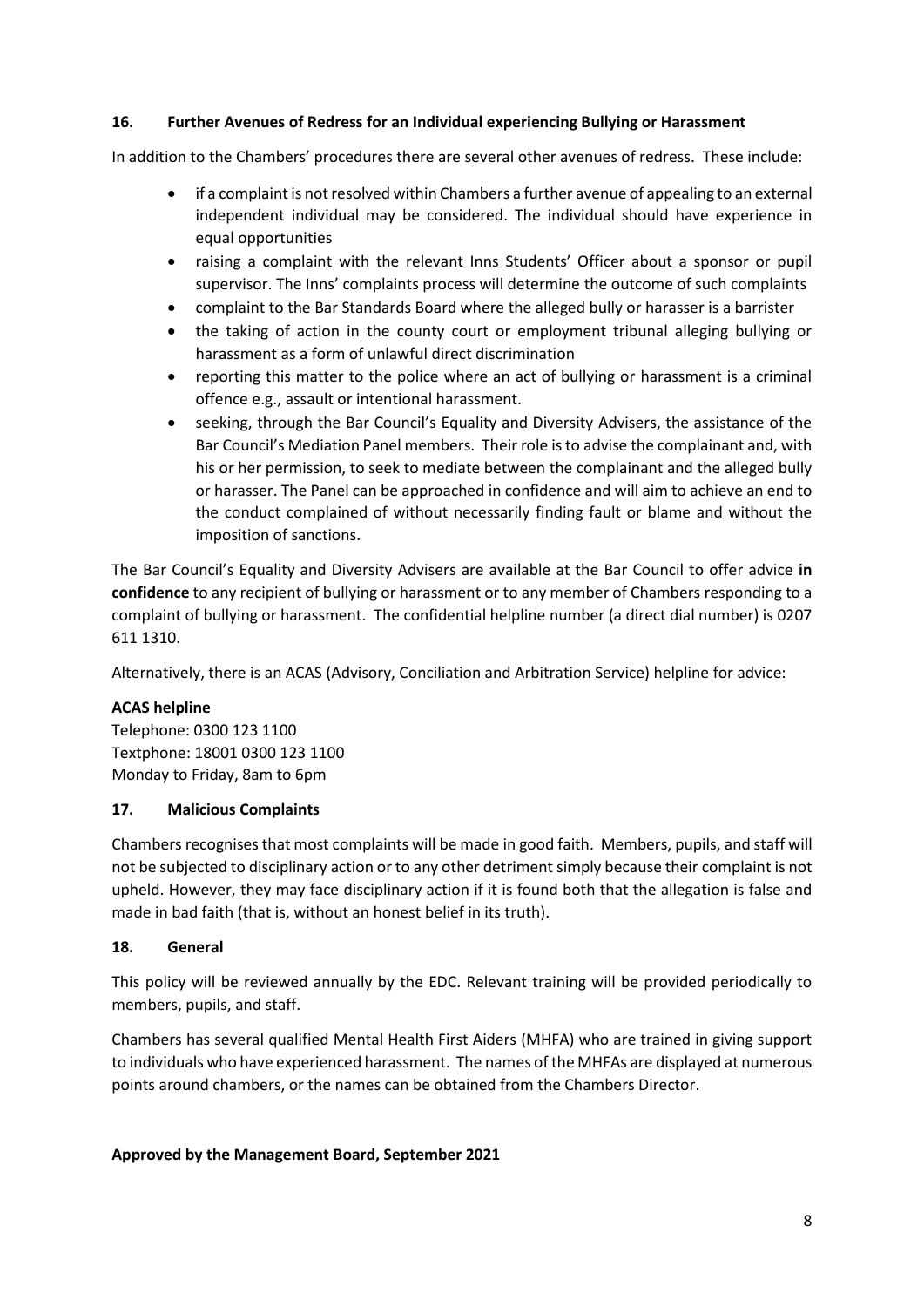## 16. Further Avenues of Redress for an Individual experiencing Bullying or Harassment

In addition to the Chambers' procedures there are several other avenues of redress. These include:

- if a complaint is not resolved within Chambers a further avenue of appealing to an external independent individual may be considered. The individual should have experience in equal opportunities
- raising a complaint with the relevant Inns Students' Officer about a sponsor or pupil supervisor. The Inns' complaints process will determine the outcome of such complaints
- complaint to the Bar Standards Board where the alleged bully or harasser is a barrister
- the taking of action in the county court or employment tribunal alleging bullying or harassment as a form of unlawful direct discrimination
- reporting this matter to the police where an act of bullying or harassment is a criminal offence e.g., assault or intentional harassment.
- seeking, through the Bar Council's Equality and Diversity Advisers, the assistance of the Bar Council's Mediation Panel members. Their role is to advise the complainant and, with his or her permission, to seek to mediate between the complainant and the alleged bully or harasser. The Panel can be approached in confidence and will aim to achieve an end to the conduct complained of without necessarily finding fault or blame and without the imposition of sanctions.

The Bar Council's Equality and Diversity Advisers are available at the Bar Council to offer advice **in confidence** to any recipient of bullying or harassment or to any member of Chambers responding to a complaint of bullying or harassment. The confidential helpline number (a direct dial number) is 0207 611 1310.

Alternatively, there is an ACAS (Advisory, Conciliation and Arbitration Service) helpline for advice:

**ACAS helpline**
Telephone: 0300 123 1100
Textphone: 18001 0300 123 1100
Monday to Friday, 8am to 6pm

## 17. Malicious Complaints

Chambers recognises that most complaints will be made in good faith. Members, pupils, and staff will not be subjected to disciplinary action or to any other detriment simply because their complaint is not upheld. However, they may face disciplinary action if it is found both that the allegation is false and made in bad faith (that is, without an honest belief in its truth).

## 18. General

This policy will be reviewed annually by the EDC. Relevant training will be provided periodically to members, pupils, and staff.

Chambers has several qualified Mental Health First Aiders (MHFA) who are trained in giving support to individuals who have experienced harassment. The names of the MHFAs are displayed at numerous points around chambers, or the names can be obtained from the Chambers Director.

**Approved by the Management Board, September 2021**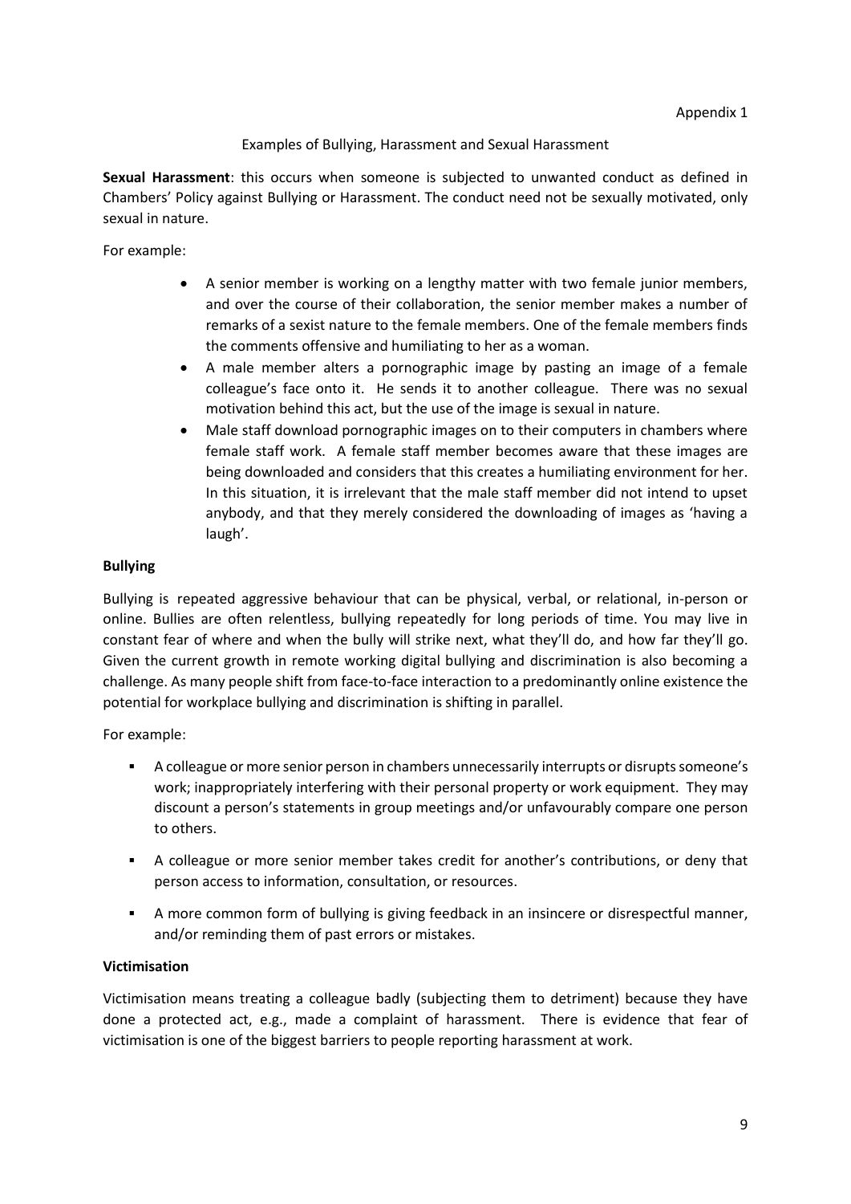Appendix 1

Examples of Bullying, Harassment and Sexual Harassment

**Sexual Harassment**: this occurs when someone is subjected to unwanted conduct as defined in Chambers' Policy against Bullying or Harassment. The conduct need not be sexually motivated, only sexual in nature.

For example:

- A senior member is working on a lengthy matter with two female junior members, and over the course of their collaboration, the senior member makes a number of remarks of a sexist nature to the female members. One of the female members finds the comments offensive and humiliating to her as a woman.
- A male member alters a pornographic image by pasting an image of a female colleague's face onto it. He sends it to another colleague. There was no sexual motivation behind this act, but the use of the image is sexual in nature.
- Male staff download pornographic images on to their computers in chambers where female staff work. A female staff member becomes aware that these images are being downloaded and considers that this creates a humiliating environment for her. In this situation, it is irrelevant that the male staff member did not intend to upset anybody, and that they merely considered the downloading of images as 'having a laugh'.

**Bullying**

Bullying is repeated aggressive behaviour that can be physical, verbal, or relational, in-person or online. Bullies are often relentless, bullying repeatedly for long periods of time. You may live in constant fear of where and when the bully will strike next, what they'll do, and how far they'll go. Given the current growth in remote working digital bullying and discrimination is also becoming a challenge. As many people shift from face-to-face interaction to a predominantly online existence the potential for workplace bullying and discrimination is shifting in parallel.

For example:

- A colleague or more senior person in chambers unnecessarily interrupts or disrupts someone's work; inappropriately interfering with their personal property or work equipment. They may discount a person's statements in group meetings and/or unfavourably compare one person to others.
- A colleague or more senior member takes credit for another's contributions, or deny that person access to information, consultation, or resources.
- A more common form of bullying is giving feedback in an insincere or disrespectful manner, and/or reminding them of past errors or mistakes.

**Victimisation**

Victimisation means treating a colleague badly (subjecting them to detriment) because they have done a protected act, e.g., made a complaint of harassment. There is evidence that fear of victimisation is one of the biggest barriers to people reporting harassment at work.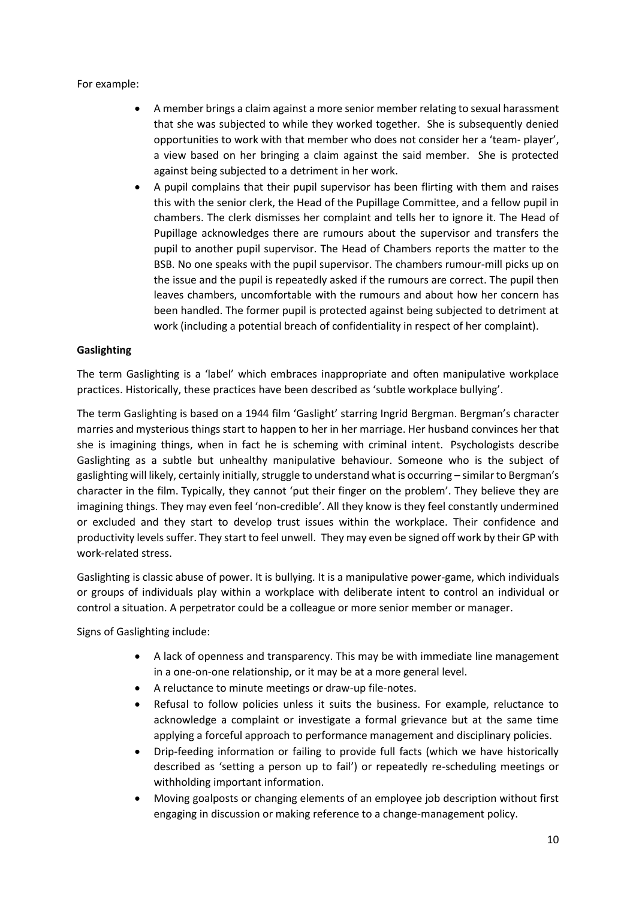For example:

- A member brings a claim against a more senior member relating to sexual harassment that she was subjected to while they worked together. She is subsequently denied opportunities to work with that member who does not consider her a 'team- player', a view based on her bringing a claim against the said member. She is protected against being subjected to a detriment in her work.
- A pupil complains that their pupil supervisor has been flirting with them and raises this with the senior clerk, the Head of the Pupillage Committee, and a fellow pupil in chambers. The clerk dismisses her complaint and tells her to ignore it. The Head of Pupillage acknowledges there are rumours about the supervisor and transfers the pupil to another pupil supervisor. The Head of Chambers reports the matter to the BSB. No one speaks with the pupil supervisor. The chambers rumour-mill picks up on the issue and the pupil is repeatedly asked if the rumours are correct. The pupil then leaves chambers, uncomfortable with the rumours and about how her concern has been handled. The former pupil is protected against being subjected to detriment at work (including a potential breach of confidentiality in respect of her complaint).

**Gaslighting**

The term Gaslighting is a 'label' which embraces inappropriate and often manipulative workplace practices. Historically, these practices have been described as 'subtle workplace bullying'.

The term Gaslighting is based on a 1944 film 'Gaslight' starring Ingrid Bergman. Bergman's character marries and mysterious things start to happen to her in her marriage. Her husband convinces her that she is imagining things, when in fact he is scheming with criminal intent. Psychologists describe Gaslighting as a subtle but unhealthy manipulative behaviour. Someone who is the subject of gaslighting will likely, certainly initially, struggle to understand what is occurring – similar to Bergman's character in the film. Typically, they cannot 'put their finger on the problem'. They believe they are imagining things. They may even feel 'non-credible'. All they know is they feel constantly undermined or excluded and they start to develop trust issues within the workplace. Their confidence and productivity levels suffer. They start to feel unwell. They may even be signed off work by their GP with work-related stress.

Gaslighting is classic abuse of power. It is bullying. It is a manipulative power-game, which individuals or groups of individuals play within a workplace with deliberate intent to control an individual or control a situation. A perpetrator could be a colleague or more senior member or manager.

Signs of Gaslighting include:

- A lack of openness and transparency. This may be with immediate line management in a one-on-one relationship, or it may be at a more general level.
- A reluctance to minute meetings or draw-up file-notes.
- Refusal to follow policies unless it suits the business. For example, reluctance to acknowledge a complaint or investigate a formal grievance but at the same time applying a forceful approach to performance management and disciplinary policies.
- Drip-feeding information or failing to provide full facts (which we have historically described as 'setting a person up to fail') or repeatedly re-scheduling meetings or withholding important information.
- Moving goalposts or changing elements of an employee job description without first engaging in discussion or making reference to a change-management policy.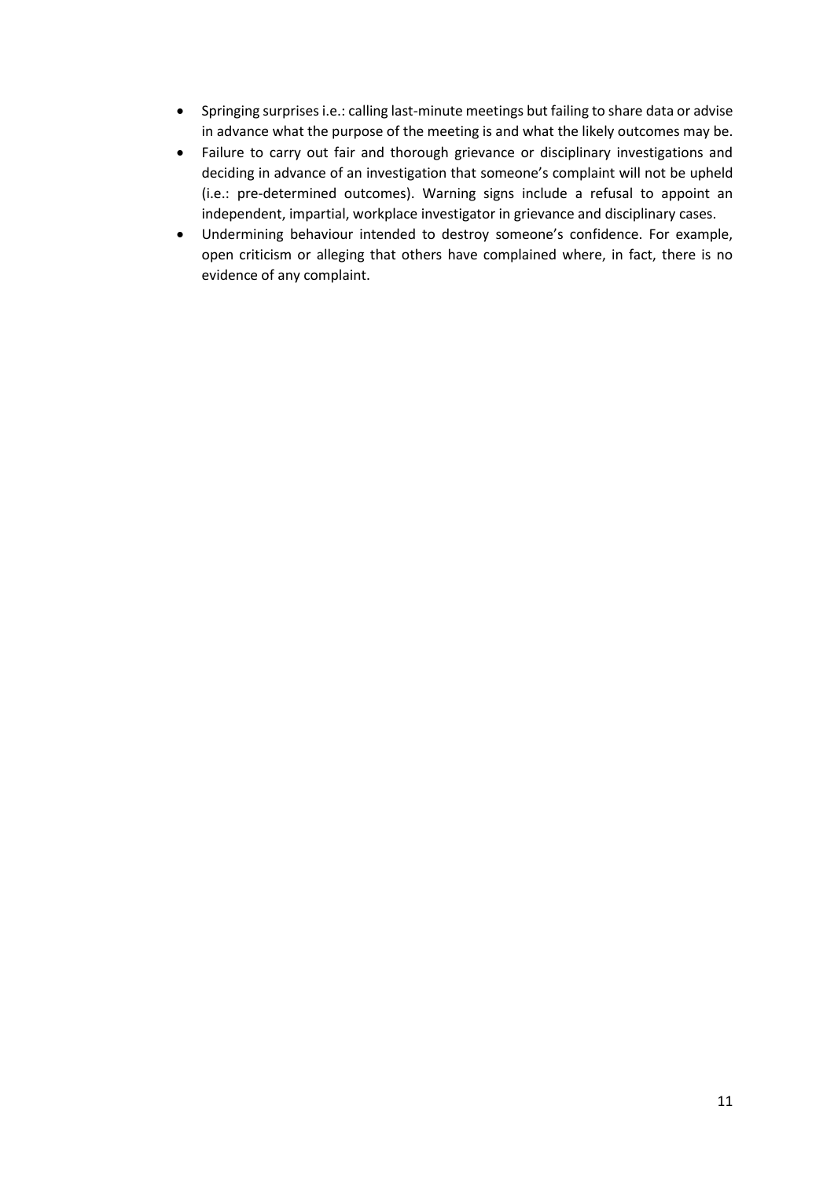- Springing surprises i.e.: calling last-minute meetings but failing to share data or advise in advance what the purpose of the meeting is and what the likely outcomes may be.
- Failure to carry out fair and thorough grievance or disciplinary investigations and deciding in advance of an investigation that someone's complaint will not be upheld (i.e.: pre-determined outcomes). Warning signs include a refusal to appoint an independent, impartial, workplace investigator in grievance and disciplinary cases.
- Undermining behaviour intended to destroy someone's confidence. For example, open criticism or alleging that others have complained where, in fact, there is no evidence of any complaint.